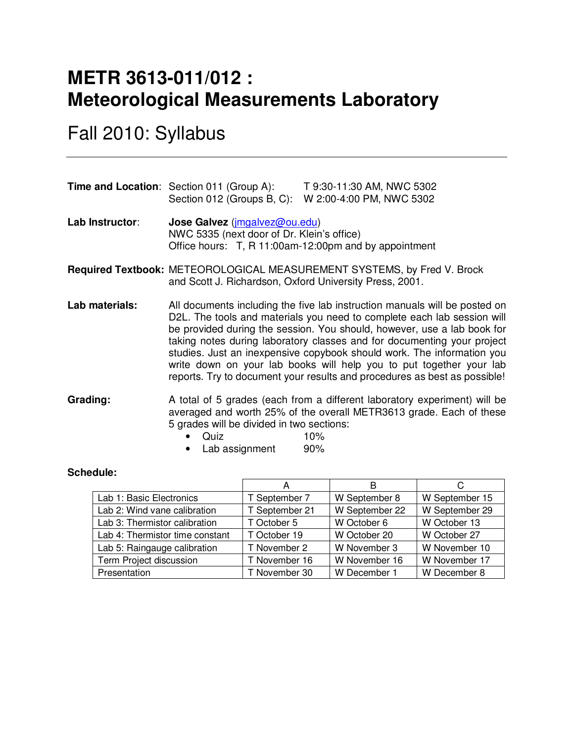# METR 3613-011/012 : Meteorological Measurements Laboratory

## Fall 2010: Syllabus

---

**Time and Location**: Section 011 (Group A): T 9:30-11:30 AM, NWC 5302
Section 012 (Groups B, C): W 2:00-4:00 PM, NWC 5302

**Lab Instructor**: **Jose Galvez** (jmgalvez@ou.edu)
NWC 5335 (next door of Dr. Klein's office)
Office hours: T, R 11:00am-12:00pm and by appointment

**Required Textbook:** METEOROLOGICAL MEASUREMENT SYSTEMS, by Fred V. Brock and Scott J. Richardson, Oxford University Press, 2001.

**Lab materials:** All documents including the five lab instruction manuals will be posted on D2L. The tools and materials you need to complete each lab session will be provided during the session. You should, however, use a lab book for taking notes during laboratory classes and for documenting your project studies. Just an inexpensive copybook should work. The information you write down on your lab books will help you to put together your lab reports. Try to document your results and procedures as best as possible!

**Grading:** A total of 5 grades (each from a different laboratory experiment) will be averaged and worth 25% of the overall METR3613 grade. Each of these 5 grades will be divided in two sections:

- Quiz 10%
- Lab assignment 90%

**Schedule:**

| | A | B | C |
|---|---|---|---|
| Lab 1: Basic Electronics | T September 7 | W September 8 | W September 15 |
| Lab 2: Wind vane calibration | T September 21 | W September 22 | W September 29 |
| Lab 3: Thermistor calibration | T October 5 | W October 6 | W October 13 |
| Lab 4: Thermistor time constant | T October 19 | W October 20 | W October 27 |
| Lab 5: Raingauge calibration | T November 2 | W November 3 | W November 10 |
| Term Project discussion | T November 16 | W November 16 | W November 17 |
| Presentation | T November 30 | W December 1 | W December 8 |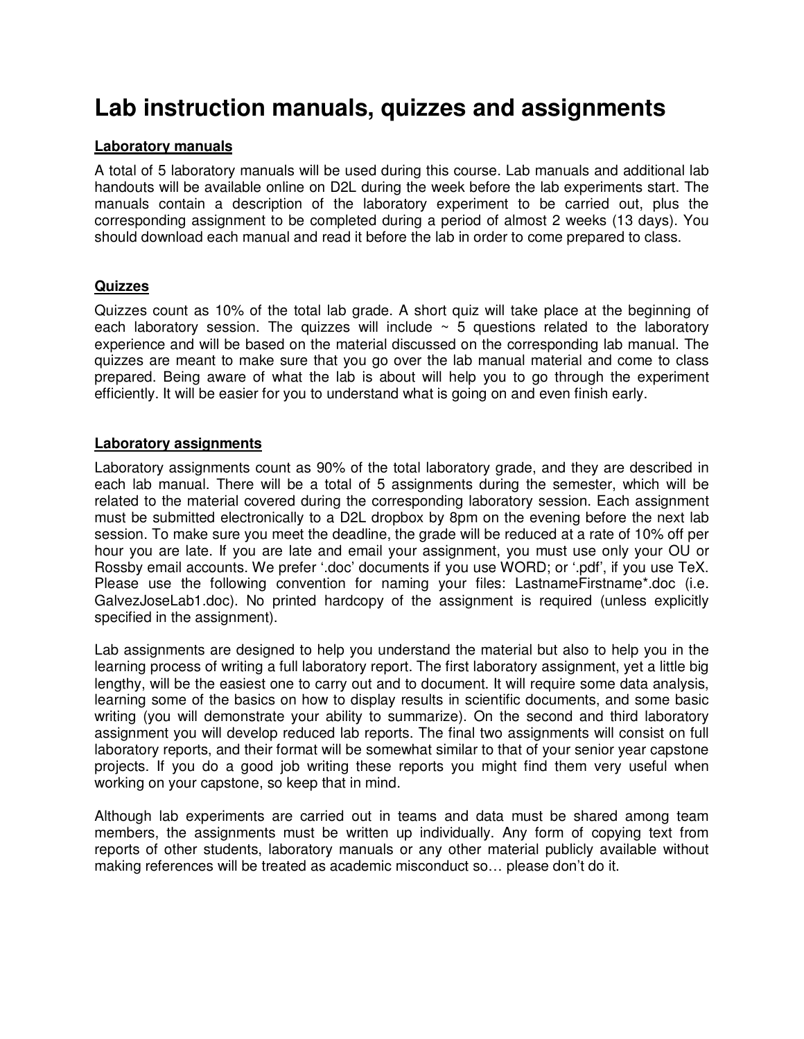# Lab instruction manuals, quizzes and assignments

**Laboratory manuals**

A total of 5 laboratory manuals will be used during this course. Lab manuals and additional lab handouts will be available online on D2L during the week before the lab experiments start. The manuals contain a description of the laboratory experiment to be carried out, plus the corresponding assignment to be completed during a period of almost 2 weeks (13 days). You should download each manual and read it before the lab in order to come prepared to class.

**Quizzes**

Quizzes count as 10% of the total lab grade. A short quiz will take place at the beginning of each laboratory session. The quizzes will include ~ 5 questions related to the laboratory experience and will be based on the material discussed on the corresponding lab manual. The quizzes are meant to make sure that you go over the lab manual material and come to class prepared. Being aware of what the lab is about will help you to go through the experiment efficiently. It will be easier for you to understand what is going on and even finish early.

**Laboratory assignments**

Laboratory assignments count as 90% of the total laboratory grade, and they are described in each lab manual. There will be a total of 5 assignments during the semester, which will be related to the material covered during the corresponding laboratory session. Each assignment must be submitted electronically to a D2L dropbox by 8pm on the evening before the next lab session. To make sure you meet the deadline, the grade will be reduced at a rate of 10% off per hour you are late. If you are late and email your assignment, you must use only your OU or Rossby email accounts. We prefer '.doc' documents if you use WORD; or '.pdf', if you use TeX. Please use the following convention for naming your files: LastnameFirstname*.doc (i.e. GalvezJoseLab1.doc). No printed hardcopy of the assignment is required (unless explicitly specified in the assignment).

Lab assignments are designed to help you understand the material but also to help you in the learning process of writing a full laboratory report. The first laboratory assignment, yet a little big lengthy, will be the easiest one to carry out and to document. It will require some data analysis, learning some of the basics on how to display results in scientific documents, and some basic writing (you will demonstrate your ability to summarize). On the second and third laboratory assignment you will develop reduced lab reports. The final two assignments will consist on full laboratory reports, and their format will be somewhat similar to that of your senior year capstone projects. If you do a good job writing these reports you might find them very useful when working on your capstone, so keep that in mind.

Although lab experiments are carried out in teams and data must be shared among team members, the assignments must be written up individually. Any form of copying text from reports of other students, laboratory manuals or any other material publicly available without making references will be treated as academic misconduct so… please don't do it.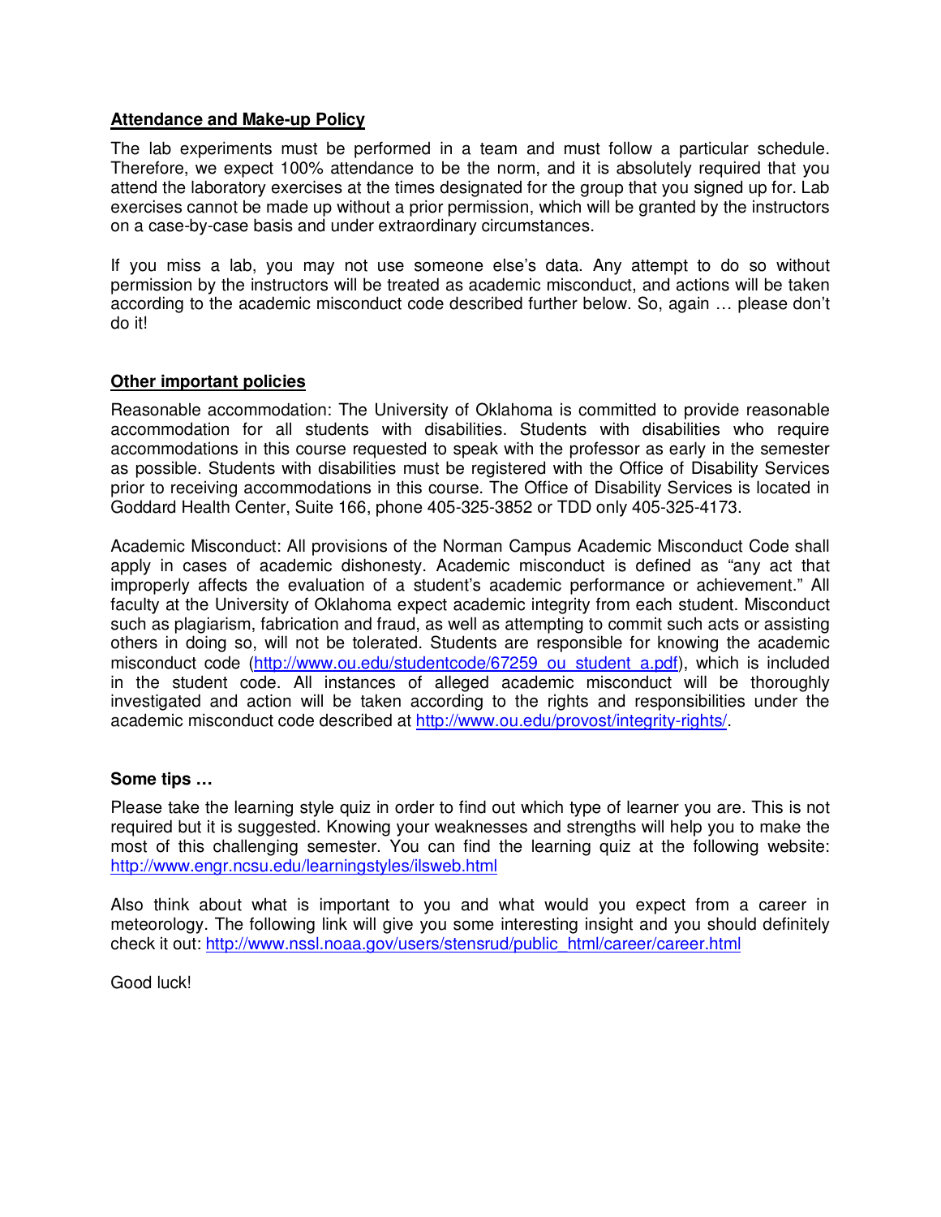**Attendance and Make-up Policy**

The lab experiments must be performed in a team and must follow a particular schedule. Therefore, we expect 100% attendance to be the norm, and it is absolutely required that you attend the laboratory exercises at the times designated for the group that you signed up for. Lab exercises cannot be made up without a prior permission, which will be granted by the instructors on a case-by-case basis and under extraordinary circumstances.

If you miss a lab, you may not use someone else's data. Any attempt to do so without permission by the instructors will be treated as academic misconduct, and actions will be taken according to the academic misconduct code described further below. So, again … please don't do it!

**Other important policies**

Reasonable accommodation: The University of Oklahoma is committed to provide reasonable accommodation for all students with disabilities. Students with disabilities who require accommodations in this course requested to speak with the professor as early in the semester as possible. Students with disabilities must be registered with the Office of Disability Services prior to receiving accommodations in this course. The Office of Disability Services is located in Goddard Health Center, Suite 166, phone 405-325-3852 or TDD only 405-325-4173.

Academic Misconduct: All provisions of the Norman Campus Academic Misconduct Code shall apply in cases of academic dishonesty. Academic misconduct is defined as "any act that improperly affects the evaluation of a student's academic performance or achievement." All faculty at the University of Oklahoma expect academic integrity from each student. Misconduct such as plagiarism, fabrication and fraud, as well as attempting to commit such acts or assisting others in doing so, will not be tolerated. Students are responsible for knowing the academic misconduct code (http://www.ou.edu/studentcode/67259_ou_student_a.pdf), which is included in the student code. All instances of alleged academic misconduct will be thoroughly investigated and action will be taken according to the rights and responsibilities under the academic misconduct code described at http://www.ou.edu/provost/integrity-rights/.

**Some tips …**

Please take the learning style quiz in order to find out which type of learner you are. This is not required but it is suggested. Knowing your weaknesses and strengths will help you to make the most of this challenging semester. You can find the learning quiz at the following website: http://www.engr.ncsu.edu/learningstyles/ilsweb.html

Also think about what is important to you and what would you expect from a career in meteorology. The following link will give you some interesting insight and you should definitely check it out: http://www.nssl.noaa.gov/users/stensrud/public_html/career/career.html

Good luck!